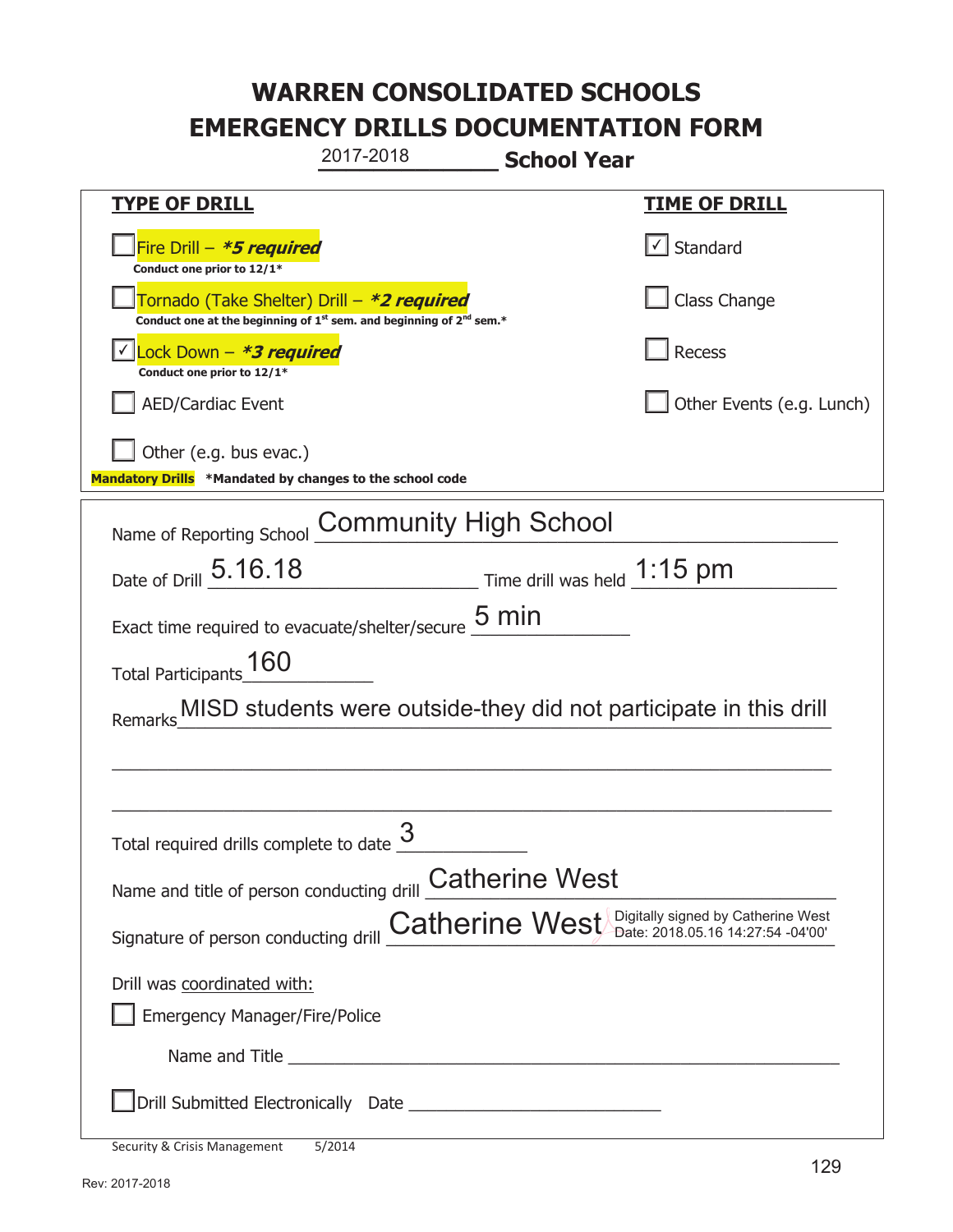# WARREN CONSOLIDATED SCHOOLS
# EMERGENCY DRILLS DOCUMENTATION FORM

2017-2018 **School Year**

| **TYPE OF DRILL** | **TIME OF DRILL** |
|---|---|
| ☐ Fire Drill – ***5 required** <br> **Conduct one prior to 12/1*** | ☑ Standard |
| ☐ Tornado (Take Shelter) Drill – ***2 required** <br> **Conduct one at the beginning of 1st sem. and beginning of 2nd sem.*** | ☐ Class Change |
| ☑ Lock Down – ***3 required** <br> **Conduct one prior to 12/1*** | ☐ Recess |
| ☐ AED/Cardiac Event | ☐ Other Events (e.g. Lunch) |
| ☐ Other (e.g. bus evac.) | |

**Mandatory Drills** ***Mandated by changes to the school code**

Name of Reporting School: Community High School

Date of Drill: 5.16.18 Time drill was held: 1:15 pm

Exact time required to evacuate/shelter/secure: 5 min

Total Participants: 160

Remarks: MISD students were outside-they did not participate in this drill

Total required drills complete to date: 3

Name and title of person conducting drill: Catherine West

Signature of person conducting drill: Catherine West — Digitally signed by Catherine West Date: 2018.05.16 14:27:54 -04'00'

Drill was coordinated with:

☐ Emergency Manager/Fire/Police

Name and Title ______________________

☐ Drill Submitted Electronically Date ______________________

Security & Crisis Management 5/2014

Rev: 2017-2018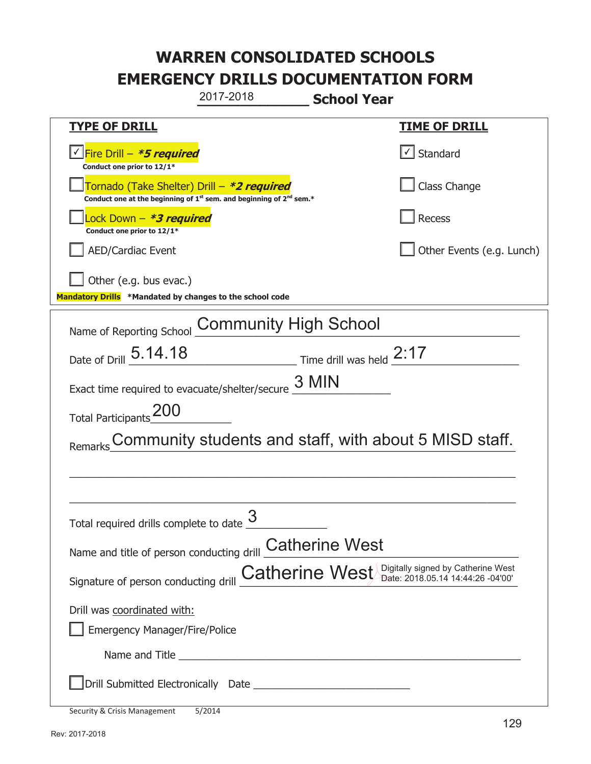# WARREN CONSOLIDATED SCHOOLS
# EMERGENCY DRILLS DOCUMENTATION FORM

2017-2018 **School Year**

| **TYPE OF DRILL** | **TIME OF DRILL** |
|---|---|
| ☑ Fire Drill – ***5 required*** <br> **Conduct one prior to 12/1*** | ☑ Standard |
| ☐ Tornado (Take Shelter) Drill – ***2 required*** <br> **Conduct one at the beginning of 1st sem. and beginning of 2nd sem.*** | ☐ Class Change |
| ☐ Lock Down – ***3 required*** <br> **Conduct one prior to 12/1*** | ☐ Recess |
| ☐ AED/Cardiac Event | ☐ Other Events (e.g. Lunch) |
| ☐ Other (e.g. bus evac.) | |

**Mandatory Drills** ***Mandated by changes to the school code**

Name of Reporting School: Community High School

Date of Drill: 5.14.18 Time drill was held: 2:17

Exact time required to evacuate/shelter/secure: 3 MIN

Total Participants: 200

Remarks: Community students and staff, with about 5 MISD staff.

Total required drills complete to date: 3

Name and title of person conducting drill: Catherine West

Signature of person conducting drill: Catherine West (Digitally signed by Catherine West Date: 2018.05.14 14:44:26 -04'00')

Drill was coordinated with:

☐ Emergency Manager/Fire/Police

Name and Title ____________________

☐ Drill Submitted Electronically Date ____________________

Security & Crisis Management 5/2014

Rev: 2017-2018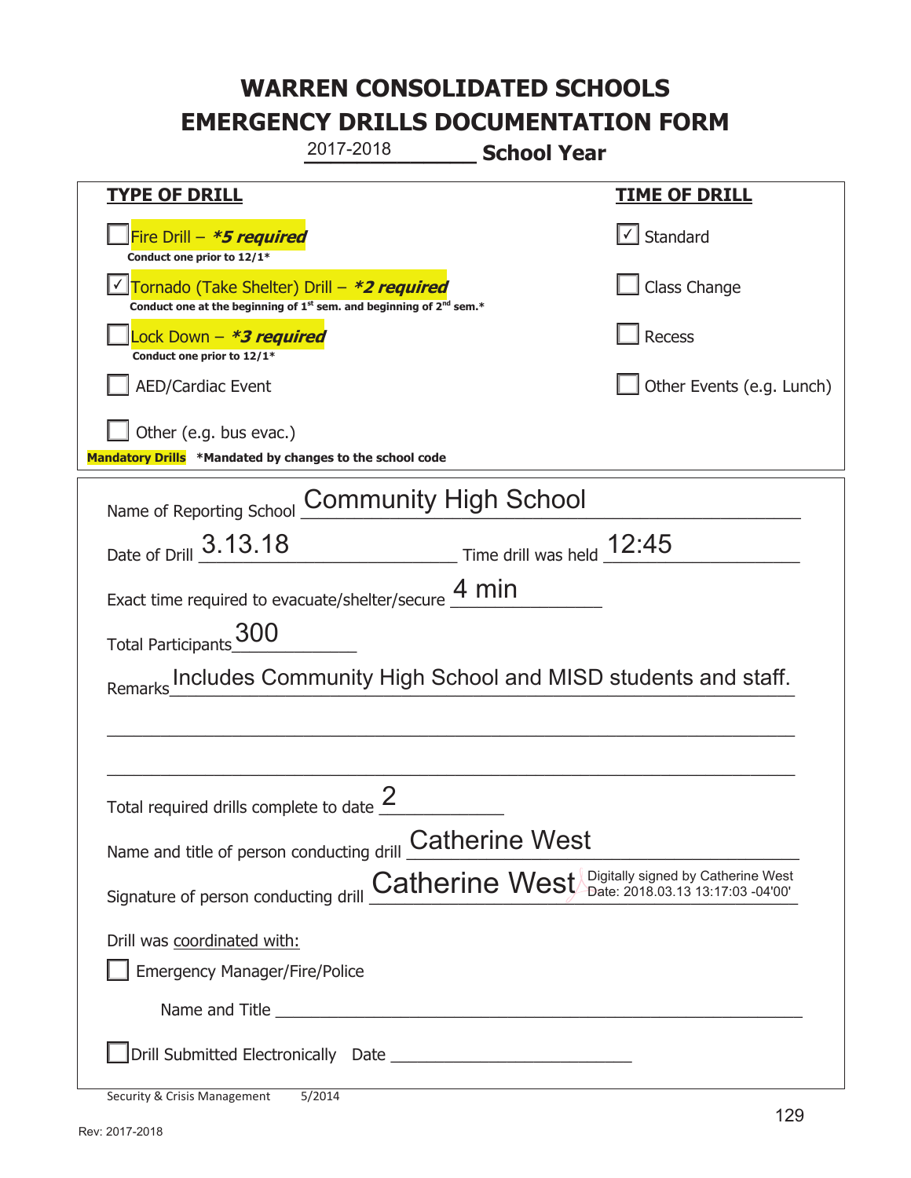# WARREN CONSOLIDATED SCHOOLS
# EMERGENCY DRILLS DOCUMENTATION FORM

2017-2018 **School Year**

| **TYPE OF DRILL** | **TIME OF DRILL** |
|---|---|
| ☐ Fire Drill – ***\*5 required*** <br> **Conduct one prior to 12/1\*** | ☑ Standard |
| ☑ Tornado (Take Shelter) Drill – ***\*2 required*** <br> **Conduct one at the beginning of 1st sem. and beginning of 2nd sem.\*** | ☐ Class Change |
| ☐ Lock Down – ***\*3 required*** <br> **Conduct one prior to 12/1\*** | ☐ Recess |
| ☐ AED/Cardiac Event | ☐ Other Events (e.g. Lunch) |
| ☐ Other (e.g. bus evac.) | |

**Mandatory Drills** **\*Mandated by changes to the school code**

Name of Reporting School: Community High School

Date of Drill: 3.13.18 Time drill was held: 12:45

Exact time required to evacuate/shelter/secure: 4 min

Total Participants: 300

Remarks: Includes Community High School and MISD students and staff.

Total required drills complete to date: 2

Name and title of person conducting drill: Catherine West

Signature of person conducting drill: Catherine West (Digitally signed by Catherine West Date: 2018.03.13 13:17:03 -04'00')

Drill was coordinated with:

☐ Emergency Manager/Fire/Police

Name and Title ____________________

☐ Drill Submitted Electronically Date ____________________

Security & Crisis Management 5/2014

Rev: 2017-2018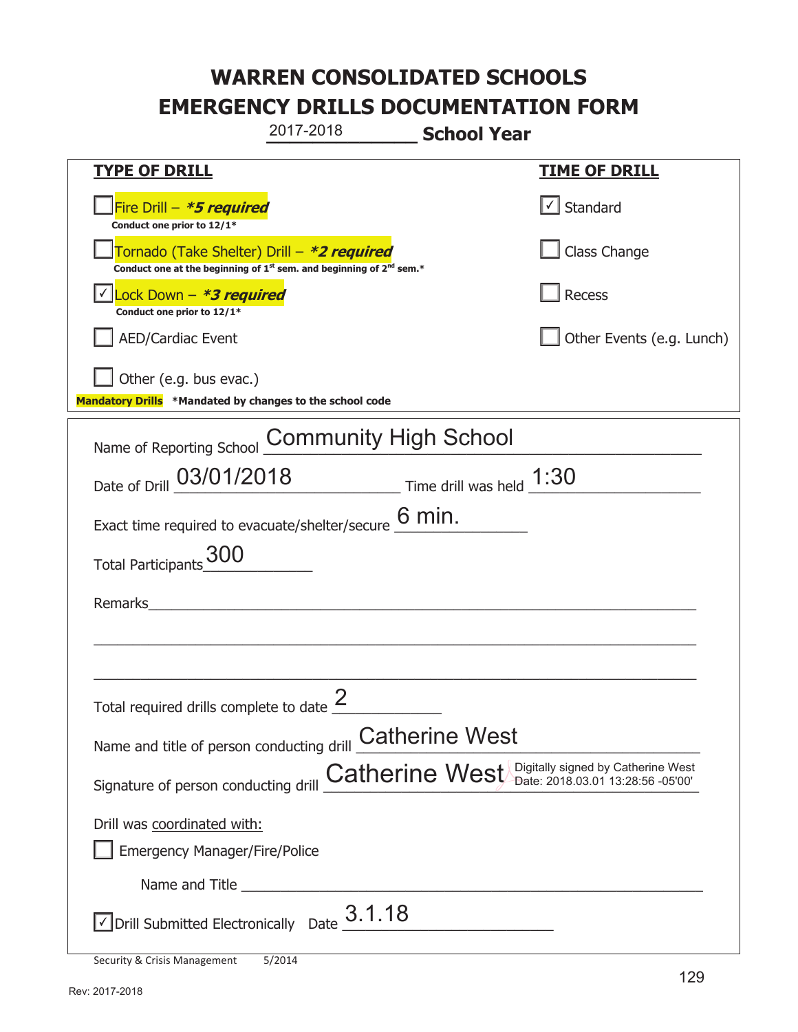# WARREN CONSOLIDATED SCHOOLS
# EMERGENCY DRILLS DOCUMENTATION FORM

2017-2018 **School Year**

| **TYPE OF DRILL** | **TIME OF DRILL** |
|---|---|
| ☐ Fire Drill – ***5 required*** <br> **Conduct one prior to 12/1*** | ☑ Standard |
| ☐ Tornado (Take Shelter) Drill – ***2 required*** <br> **Conduct one at the beginning of 1st sem. and beginning of 2nd sem.*** | ☐ Class Change |
| ☑ Lock Down – ***3 required*** <br> **Conduct one prior to 12/1*** | ☐ Recess |
| ☐ AED/Cardiac Event | ☐ Other Events (e.g. Lunch) |
| ☐ Other (e.g. bus evac.) | |

**Mandatory Drills** **\*Mandated by changes to the school code**

Name of Reporting School: Community High School

Date of Drill: 03/01/2018 Time drill was held: 1:30

Exact time required to evacuate/shelter/secure: 6 min.

Total Participants: 300

Remarks: ___

Total required drills complete to date: 2

Name and title of person conducting drill: Catherine West

Signature of person conducting drill: Catherine West (Digitally signed by Catherine West Date: 2018.03.01 13:28:56 -05'00')

Drill was coordinated with:

☐ Emergency Manager/Fire/Police

Name and Title ___

☑ Drill Submitted Electronically Date: 3.1.18

Security & Crisis Management 5/2014

Rev: 2017-2018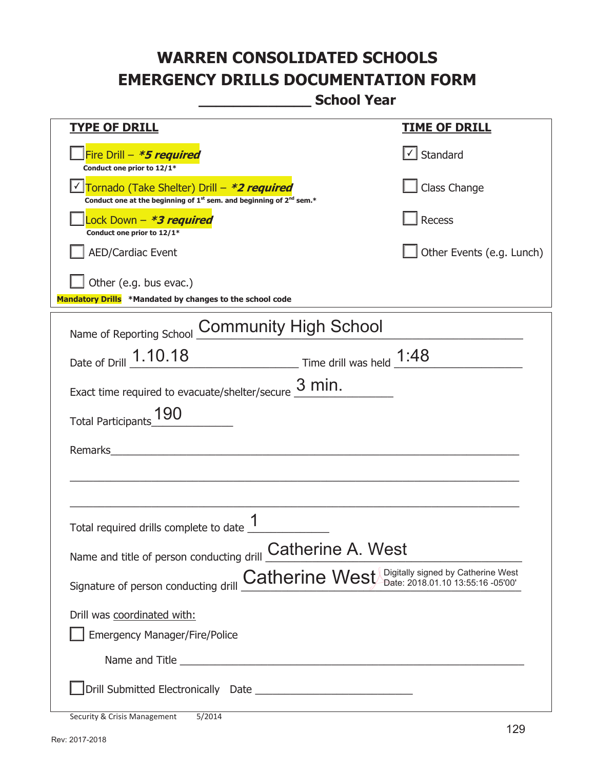# WARREN CONSOLIDATED SCHOOLS
# EMERGENCY DRILLS DOCUMENTATION FORM
## _____________ School Year

| TYPE OF DRILL | TIME OF DRILL |
|---|---|
| ☐ Fire Drill – ***5 required*** <br> **Conduct one prior to 12/1*** | ☑ Standard |
| ☑ Tornado (Take Shelter) Drill – ***2 required*** <br> **Conduct one at the beginning of 1st sem. and beginning of 2nd sem.*** | ☐ Class Change |
| ☐ Lock Down – ***3 required*** <br> **Conduct one prior to 12/1*** | ☐ Recess |
| ☐ AED/Cardiac Event | ☐ Other Events (e.g. Lunch) |
| ☐ Other (e.g. bus evac.) | |

**Mandatory Drills** ***Mandated by changes to the school code**

Name of Reporting School: Community High School

Date of Drill: 1.10.18 Time drill was held: 1:48

Exact time required to evacuate/shelter/secure: 3 min.

Total Participants: 190

Remarks: ____________________________________________

Total required drills complete to date: 1

Name and title of person conducting drill: Catherine A. West

Signature of person conducting drill: Catherine West Digitally signed by Catherine West Date: 2018.01.10 13:55:16 -05'00'

Drill was coordinated with:

☐ Emergency Manager/Fire/Police

Name and Title ____________________________________________

☐ Drill Submitted Electronically Date ______________________

Security & Crisis Management 5/2014

Rev: 2017-2018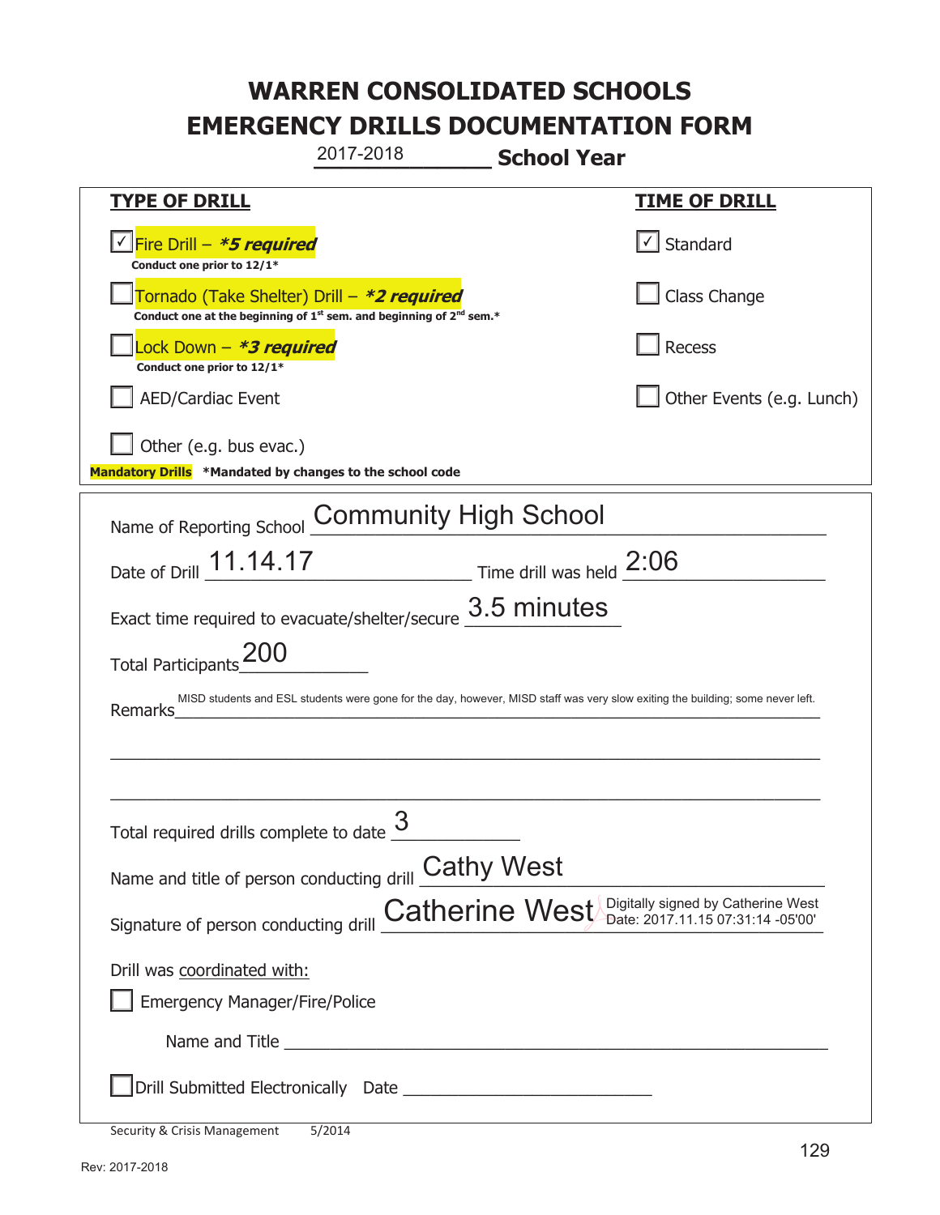# WARREN CONSOLIDATED SCHOOLS
# EMERGENCY DRILLS DOCUMENTATION FORM

2017-2018 **School Year**

| **TYPE OF DRILL** | **TIME OF DRILL** |
|---|---|
| ☑ Fire Drill – ***\*5 required*** <br> **Conduct one prior to 12/1\*** | ☑ Standard |
| ☐ Tornado (Take Shelter) Drill – ***\*2 required*** <br> **Conduct one at the beginning of 1st sem. and beginning of 2nd sem.\*** | ☐ Class Change |
| ☐ Lock Down – ***\*3 required*** <br> **Conduct one prior to 12/1\*** | ☐ Recess |
| ☐ AED/Cardiac Event | ☐ Other Events (e.g. Lunch) |
| ☐ Other (e.g. bus evac.) | |

**Mandatory Drills** **\*Mandated by changes to the school code**

Name of Reporting School: Community High School

Date of Drill: 11.14.17 Time drill was held: 2:06

Exact time required to evacuate/shelter/secure: 3.5 minutes

Total Participants: 200

Remarks: MISD students and ESL students were gone for the day, however, MISD staff was very slow exiting the building; some never left.

Total required drills complete to date: 3

Name and title of person conducting drill: Cathy West

Signature of person conducting drill: Catherine West — Digitally signed by Catherine West Date: 2017.11.15 07:31:14 -05'00'

Drill was coordinated with:

☐ Emergency Manager/Fire/Police

Name and Title ______________________

☐ Drill Submitted Electronically Date ______________________

Security & Crisis Management 5/2014

Rev: 2017-2018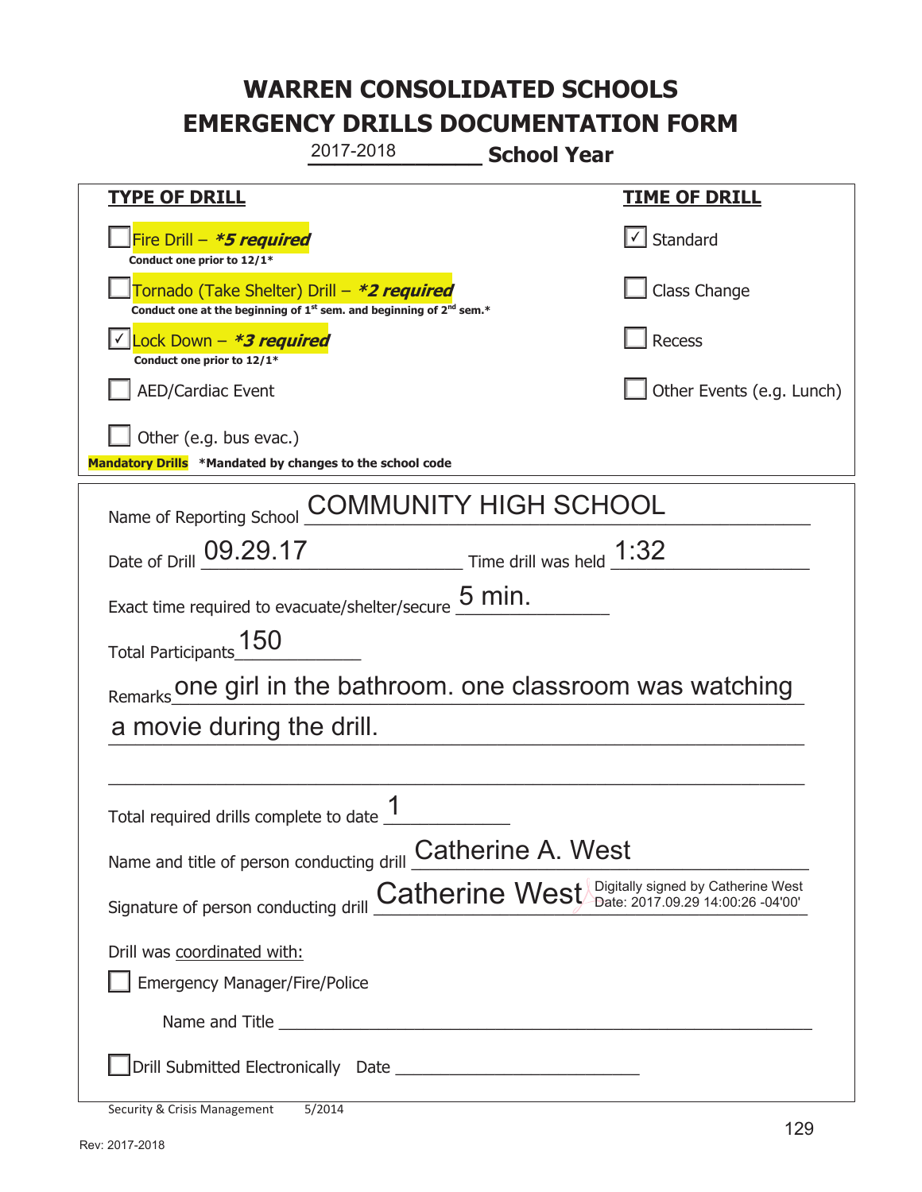# WARREN CONSOLIDATED SCHOOLS
# EMERGENCY DRILLS DOCUMENTATION FORM

2017-2018 **School Year**

| **TYPE OF DRILL** | **TIME OF DRILL** |
|---|---|
| ☐ Fire Drill – ***5 required** <br> **Conduct one prior to 12/1*** | ☑ Standard |
| ☐ Tornado (Take Shelter) Drill – ***2 required** <br> **Conduct one at the beginning of 1st sem. and beginning of 2nd sem.*** | ☐ Class Change |
| ☑ Lock Down – ***3 required** <br> **Conduct one prior to 12/1*** | ☐ Recess |
| ☐ AED/Cardiac Event | ☐ Other Events (e.g. Lunch) |
| ☐ Other (e.g. bus evac.) | |

**Mandatory Drills** ***Mandated by changes to the school code**

Name of Reporting School: COMMUNITY HIGH SCHOOL

Date of Drill: 09.29.17 Time drill was held: 1:32

Exact time required to evacuate/shelter/secure: 5 min.

Total Participants: 150

Remarks: one girl in the bathroom. one classroom was watching a movie during the drill.

Total required drills complete to date: 1

Name and title of person conducting drill: Catherine A. West

Signature of person conducting drill: Catherine West (Digitally signed by Catherine West Date: 2017.09.29 14:00:26 -04'00')

Drill was coordinated with:

☐ Emergency Manager/Fire/Police

Name and Title ______________________

☐ Drill Submitted Electronically Date ______________________

Security & Crisis Management 5/2014

Rev: 2017-2018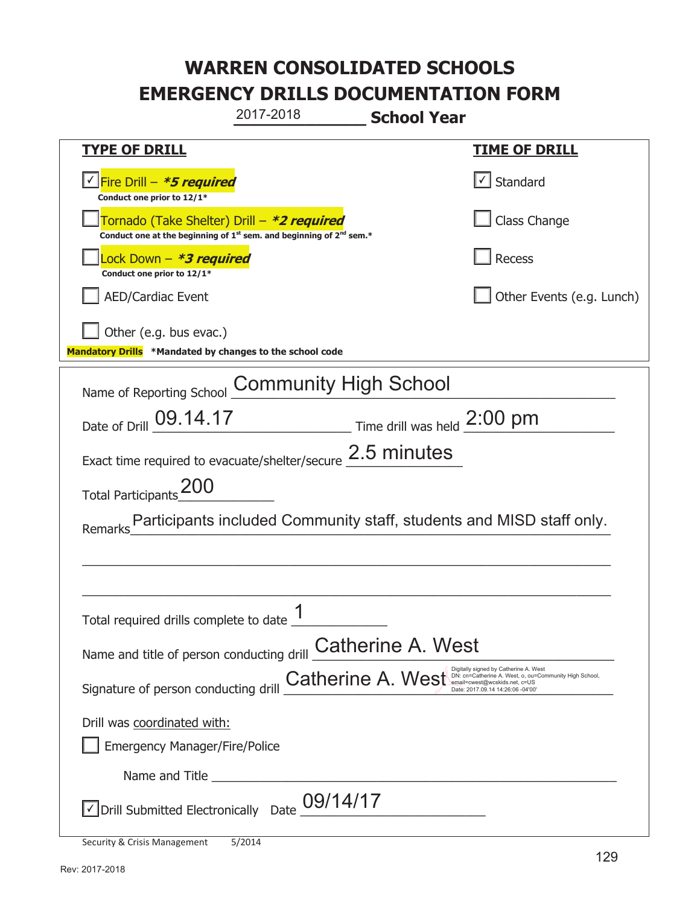# WARREN CONSOLIDATED SCHOOLS
# EMERGENCY DRILLS DOCUMENTATION FORM

2017-2018 **School Year**

| **TYPE OF DRILL** | **TIME OF DRILL** |
|---|---|
| ☑ Fire Drill – ***5 required*** <br> **Conduct one prior to 12/1*** | ☑ Standard |
| ☐ Tornado (Take Shelter) Drill – ***2 required*** <br> **Conduct one at the beginning of 1st sem. and beginning of 2nd sem.*** | ☐ Class Change |
| ☐ Lock Down – ***3 required*** <br> **Conduct one prior to 12/1*** | ☐ Recess |
| ☐ AED/Cardiac Event | ☐ Other Events (e.g. Lunch) |
| ☐ Other (e.g. bus evac.) | |

**Mandatory Drills** **\*Mandated by changes to the school code**

Name of Reporting School: Community High School

Date of Drill: 09.14.17 Time drill was held: 2:00 pm

Exact time required to evacuate/shelter/secure: 2.5 minutes

Total Participants: 200

Remarks: Participants included Community staff, students and MISD staff only.

Total required drills complete to date: 1

Name and title of person conducting drill: Catherine A. West

Signature of person conducting drill: Catherine A. West
Digitally signed by Catherine A. West
DN: cn=Catherine A. West, o, ou=Community High School, email=cwest@wcskids.net, c=US
Date: 2017.09.14 14:26:06 -04'00'

Drill was coordinated with:

☐ Emergency Manager/Fire/Police

Name and Title ______________________

☑ Drill Submitted Electronically Date: 09/14/17

Security & Crisis Management 5/2014

Rev: 2017-2018